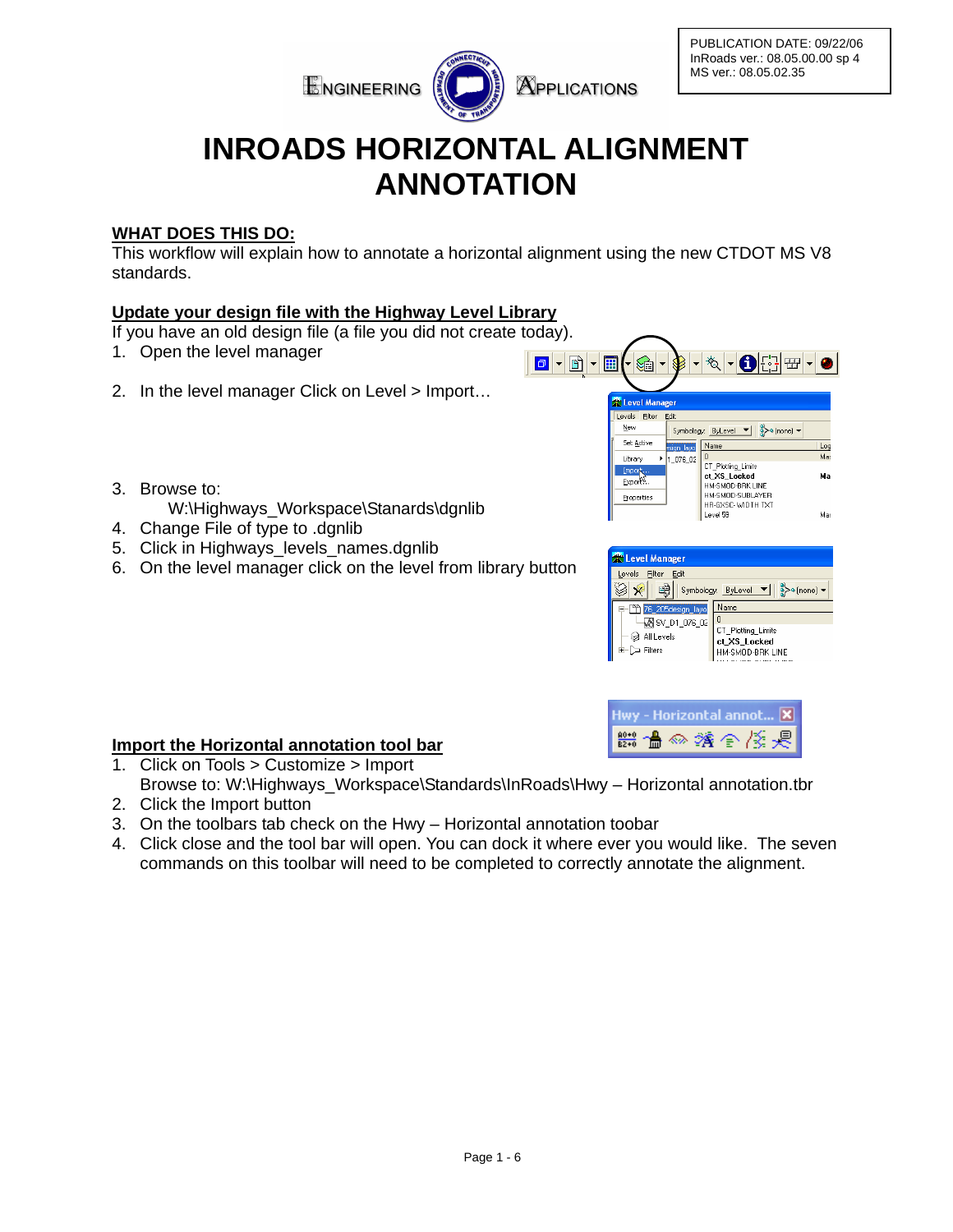PUBLICATION DATE: 09/22/06
InRoads ver.: 08.05.00.00 sp 4
MS ver.: 08.05.02.35

ENGINEERING APPLICATIONS

# INROADS HORIZONTAL ALIGNMENT ANNOTATION

## WHAT DOES THIS DO:

This workflow will explain how to annotate a horizontal alignment using the new CTDOT MS V8 standards.

## Update your design file with the Highway Level Library

If you have an old design file (a file you did not create today).

1. Open the level manager
2. In the level manager Click on Level > Import…
3. Browse to:
   W:\Highways_Workspace\Stanards\dgnlib
4. Change File of type to .dgnlib
5. Click in Highways_levels_names.dgnlib
6. On the level manager click on the level from library button

## Import the Horizontal annotation tool bar

1. Click on Tools > Customize > Import
   Browse to: W:\Highways_Workspace\Standards\InRoads\Hwy – Horizontal annotation.tbr
2. Click the Import button
3. On the toolbars tab check on the Hwy – Horizontal annotation toobar
4. Click close and the tool bar will open. You can dock it where ever you would like. The seven commands on this toolbar will need to be completed to correctly annotate the alignment.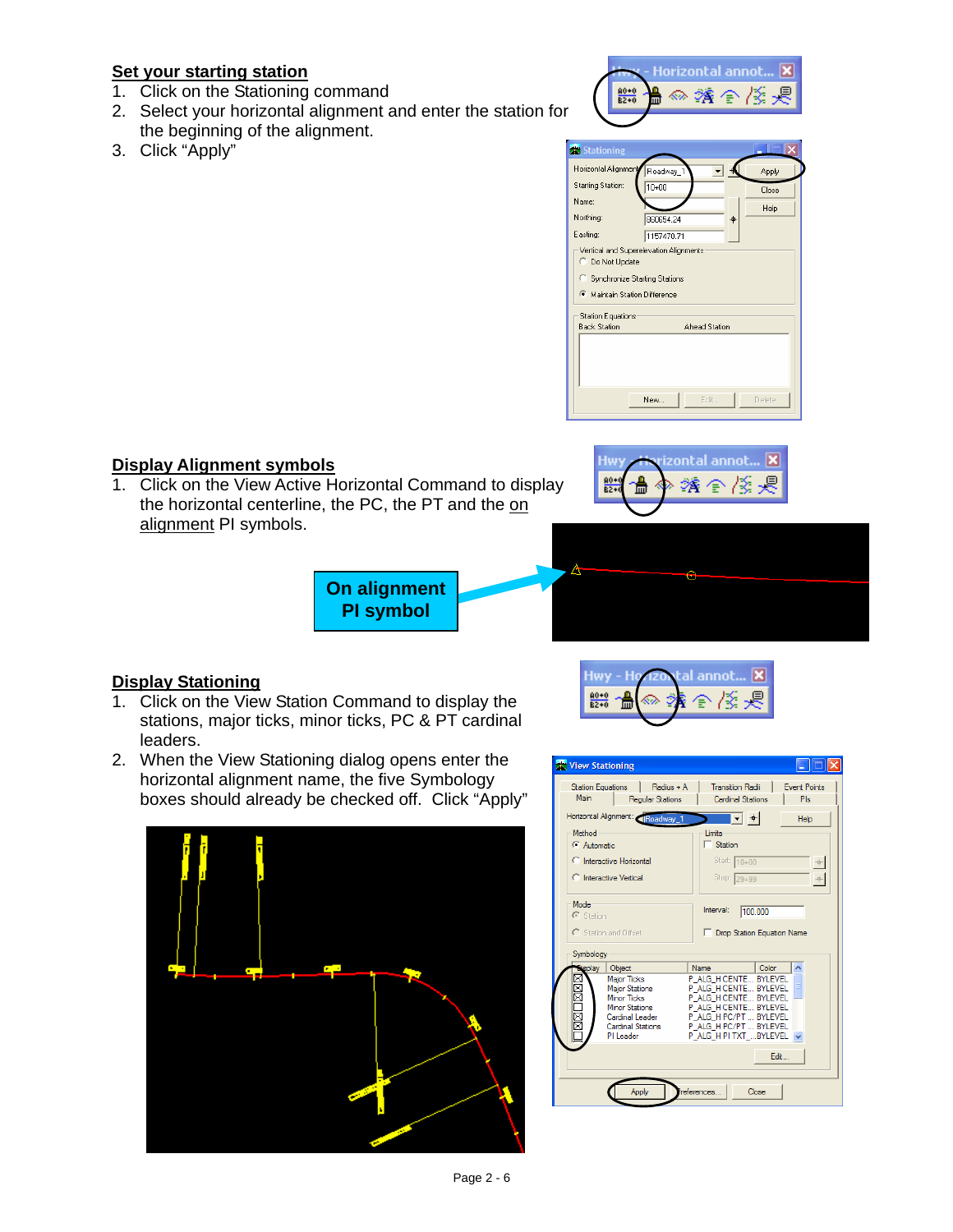## Set your starting station

1. Click on the Stationing command
2. Select your horizontal alignment and enter the station for the beginning of the alignment.
3. Click "Apply"

## Display Alignment symbols

1. Click on the View Active Horizontal Command to display the horizontal centerline, the PC, the PT and the on alignment PI symbols.

On alignment PI symbol

## Display Stationing

1. Click on the View Station Command to display the stations, major ticks, minor ticks, PC & PT cardinal leaders.
2. When the View Stationing dialog opens enter the horizontal alignment name, the five Symbology boxes should already be checked off. Click "Apply"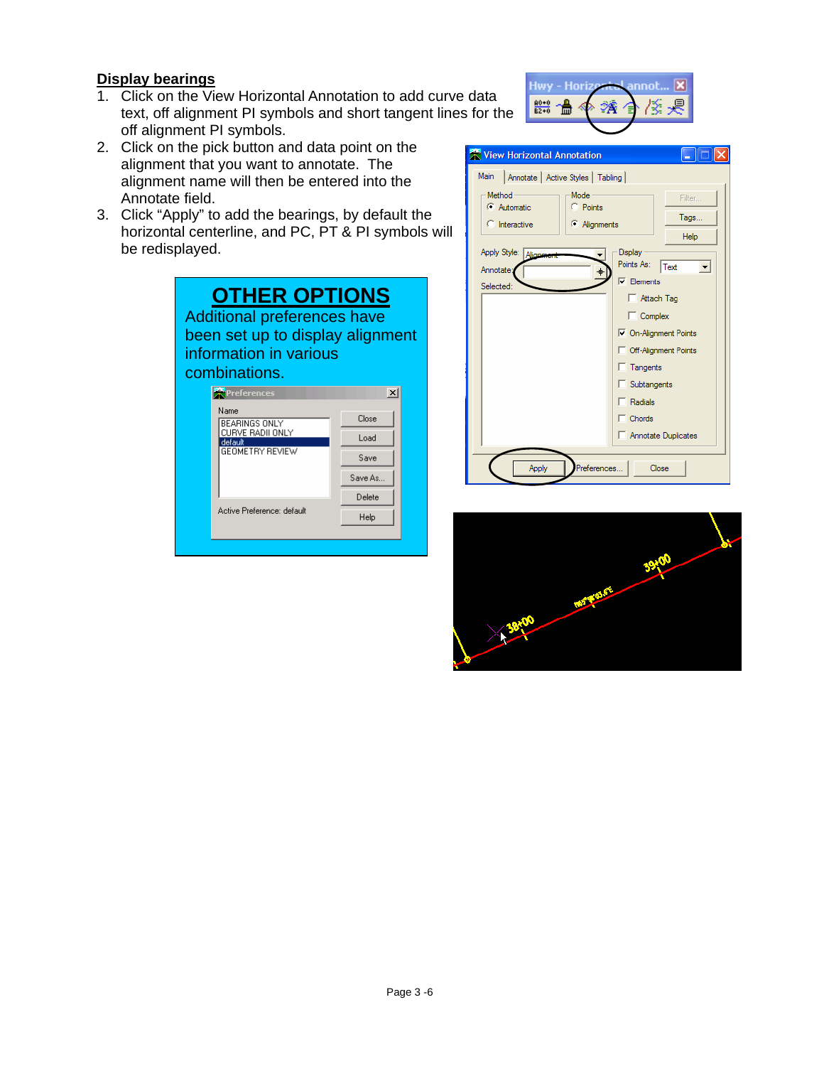## Display bearings

1. Click on the View Horizontal Annotation to add curve data text, off alignment PI symbols and short tangent lines for the off alignment PI symbols.
2. Click on the pick button and data point on the alignment that you want to annotate. The alignment name will then be entered into the Annotate field.
3. Click "Apply" to add the bearings, by default the horizontal centerline, and PC, PT & PI symbols will be redisplayed.

## OTHER OPTIONS

Additional preferences have been set up to display alignment information in various combinations.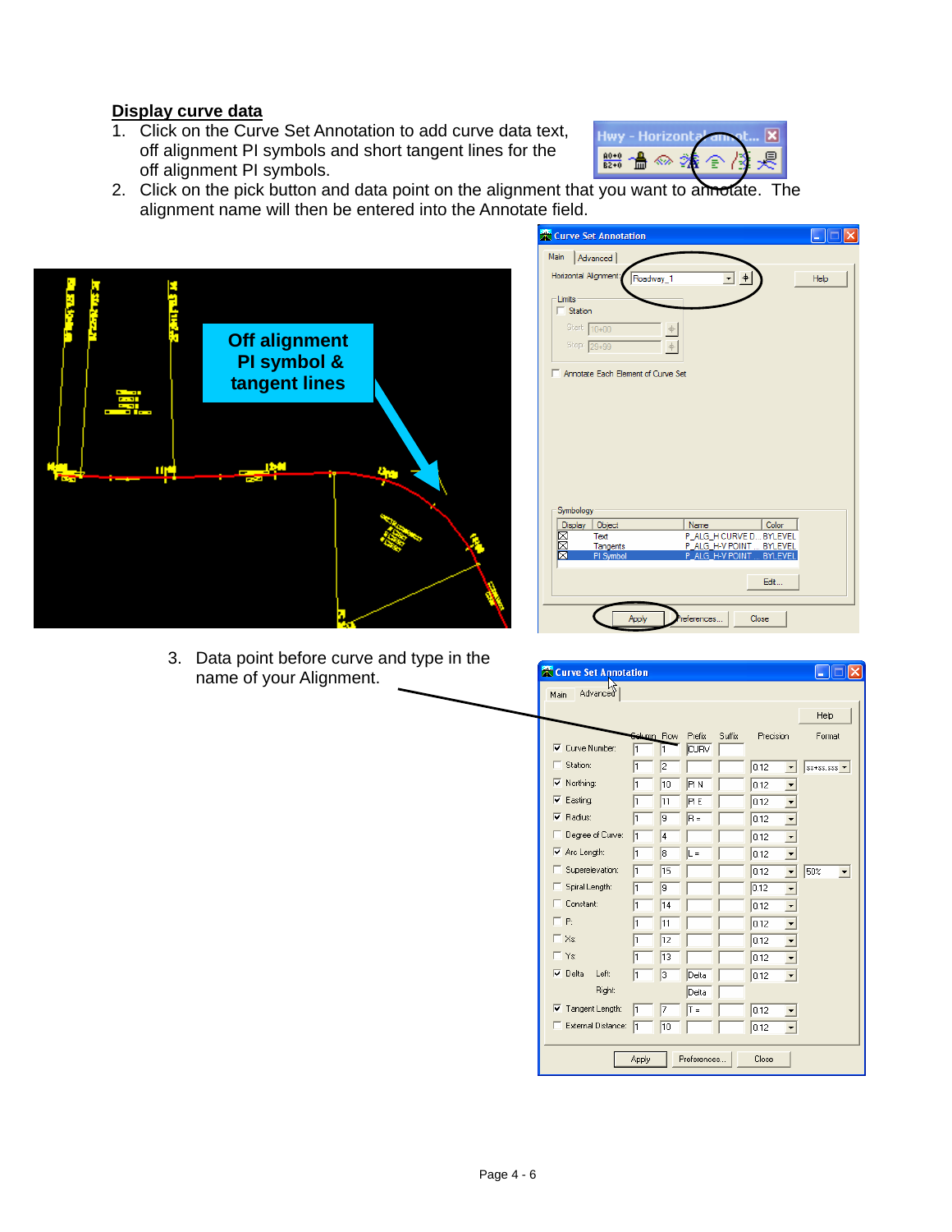## Display curve data

1. Click on the Curve Set Annotation to add curve data text, off alignment PI symbols and short tangent lines for the off alignment PI symbols.
2. Click on the pick button and data point on the alignment that you want to annotate. The alignment name will then be entered into the Annotate field.

Off alignment PI symbol & tangent lines

3. Data point before curve and type in the name of your Alignment.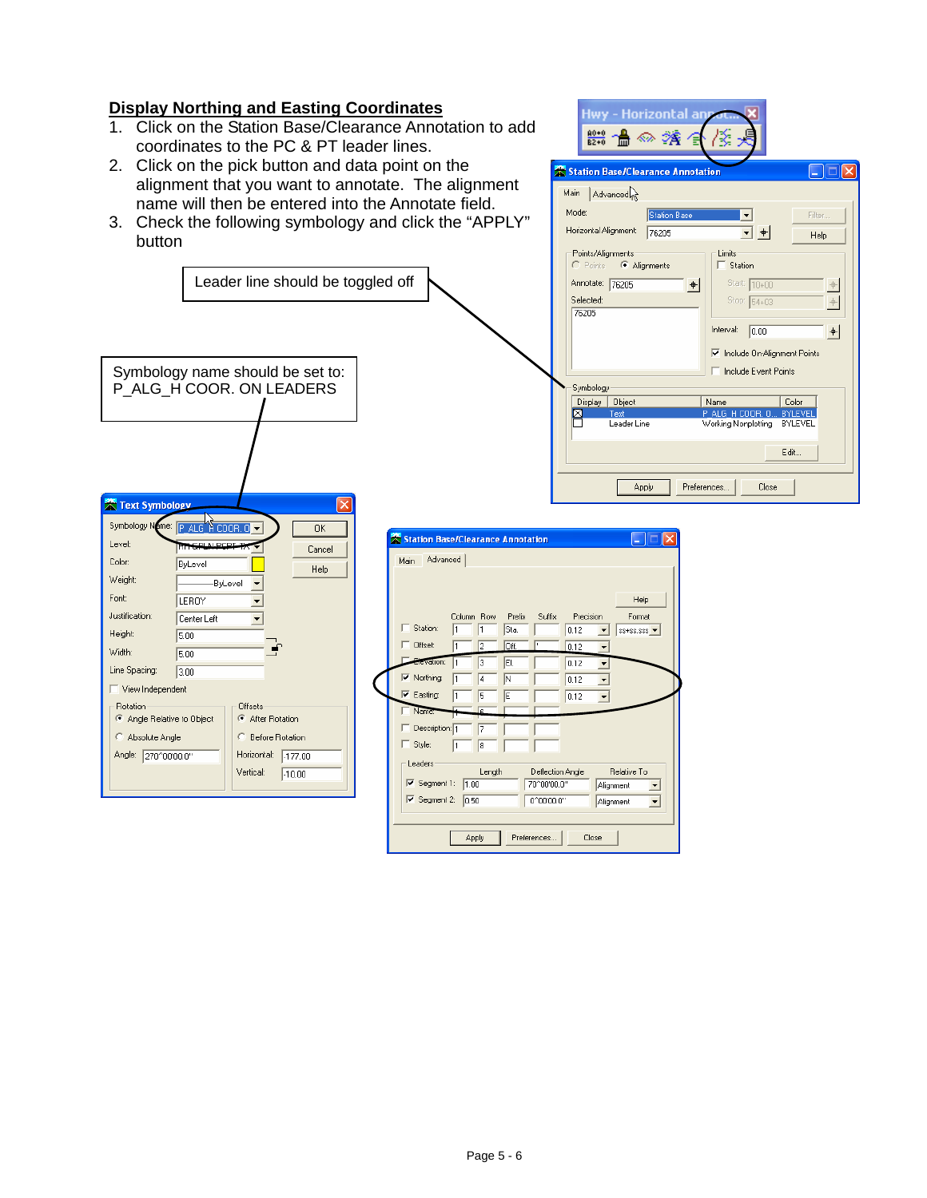## Display Northing and Easting Coordinates

1. Click on the Station Base/Clearance Annotation to add coordinates to the PC & PT leader lines.
2. Click on the pick button and data point on the alignment that you want to annotate. The alignment name will then be entered into the Annotate field.
3. Check the following symbology and click the "APPLY" button

Leader line should be toggled off

Symbology name should be set to: P_ALG_H COOR. ON LEADERS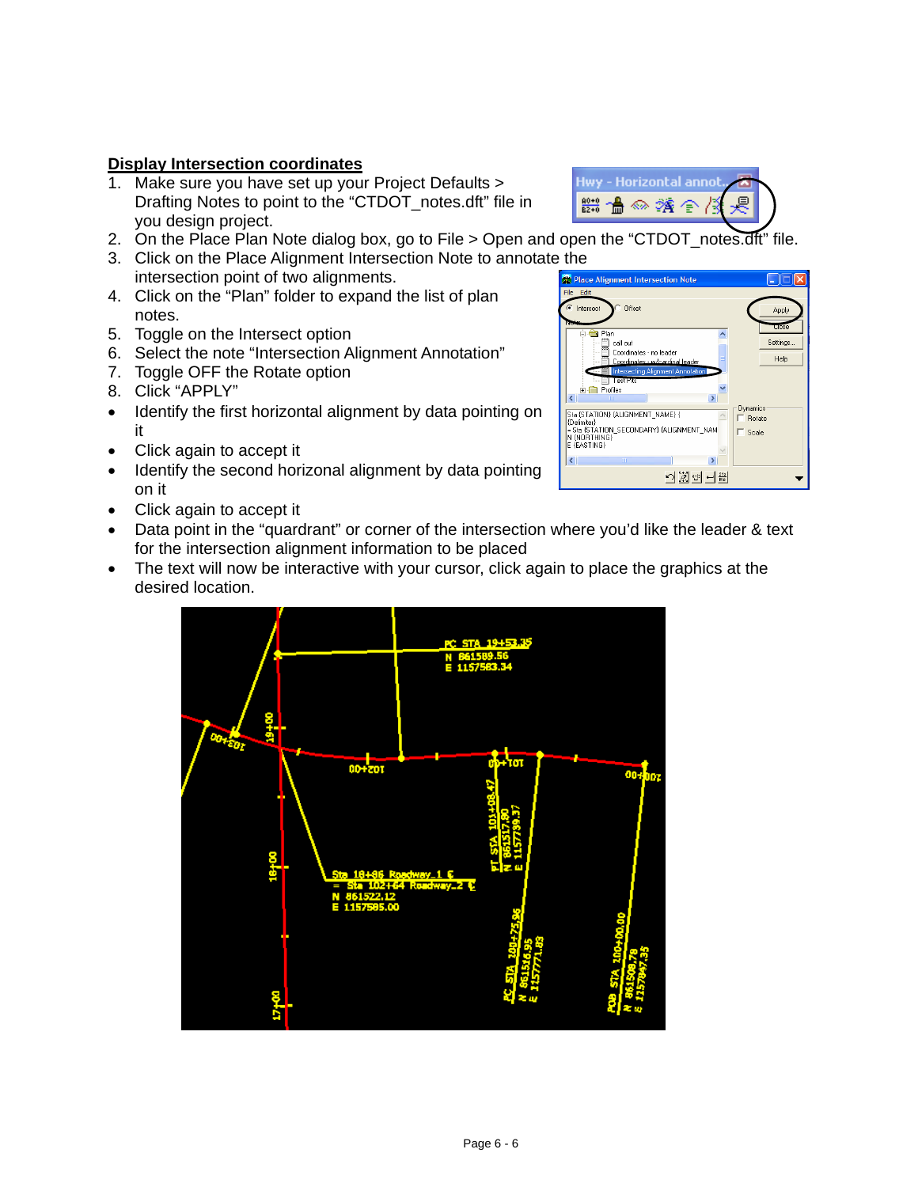## Display Intersection coordinates

1. Make sure you have set up your Project Defaults > Drafting Notes to point to the "CTDOT_notes.dft" file in you design project.
2. On the Place Plan Note dialog box, go to File > Open and open the "CTDOT_notes.dft" file.
3. Click on the Place Alignment Intersection Note to annotate the intersection point of two alignments.
4. Click on the "Plan" folder to expand the list of plan notes.
5. Toggle on the Intersect option
6. Select the note "Intersection Alignment Annotation"
7. Toggle OFF the Rotate option
8. Click "APPLY"

- Identify the first horizontal alignment by data pointing on it
- Click again to accept it
- Identify the second horizontal alignment by data pointing on it
- Click again to accept it
- Data point in the "quardrant" or corner of the intersection where you'd like the leader & text for the intersection alignment information to be placed
- The text will now be interactive with your cursor, click again to place the graphics at the desired location.